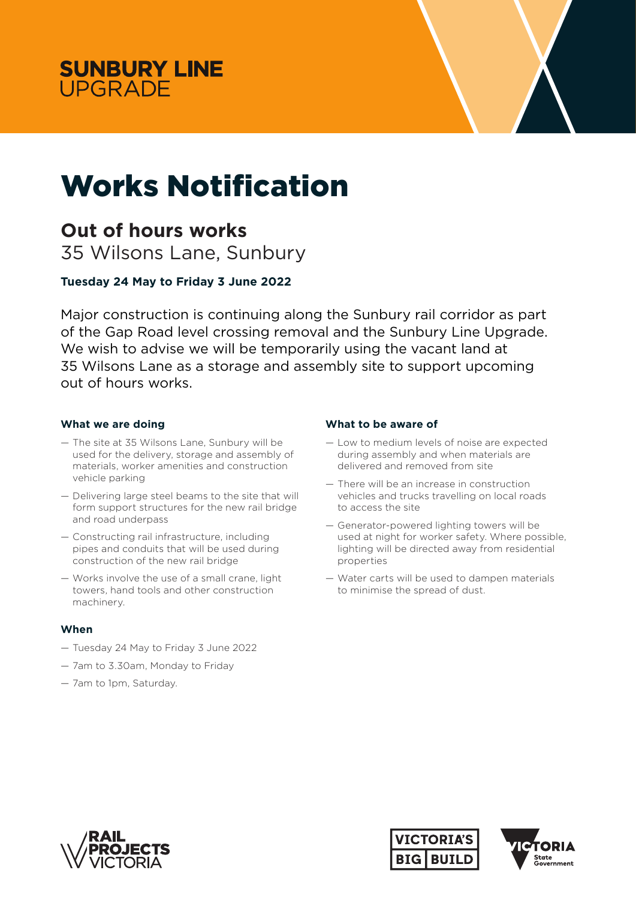SUNBURY LINE UPGRADE

# Works Notification

## Out of hours works

35 Wilsons Lane, Sunbury

**Tuesday 24 May to Friday 3 June 2022**

Major construction is continuing along the Sunbury rail corridor as part of the Gap Road level crossing removal and the Sunbury Line Upgrade. We wish to advise we will be temporarily using the vacant land at 35 Wilsons Lane as a storage and assembly site to support upcoming out of hours works.

### What we are doing

- The site at 35 Wilsons Lane, Sunbury will be used for the delivery, storage and assembly of materials, worker amenities and construction vehicle parking
- Delivering large steel beams to the site that will form support structures for the new rail bridge and road underpass
- Constructing rail infrastructure, including pipes and conduits that will be used during construction of the new rail bridge
- Works involve the use of a small crane, light towers, hand tools and other construction machinery.

### When

- Tuesday 24 May to Friday 3 June 2022
- 7am to 3.30am, Monday to Friday
- 7am to 1pm, Saturday.

### What to be aware of

- Low to medium levels of noise are expected during assembly and when materials are delivered and removed from site
- There will be an increase in construction vehicles and trucks travelling on local roads to access the site
- Generator-powered lighting towers will be used at night for worker safety. Where possible, lighting will be directed away from residential properties
- Water carts will be used to dampen materials to minimise the spread of dust.

RAIL PROJECTS VICTORIA

VICTORIA'S BIG BUILD

VICTORIA State Government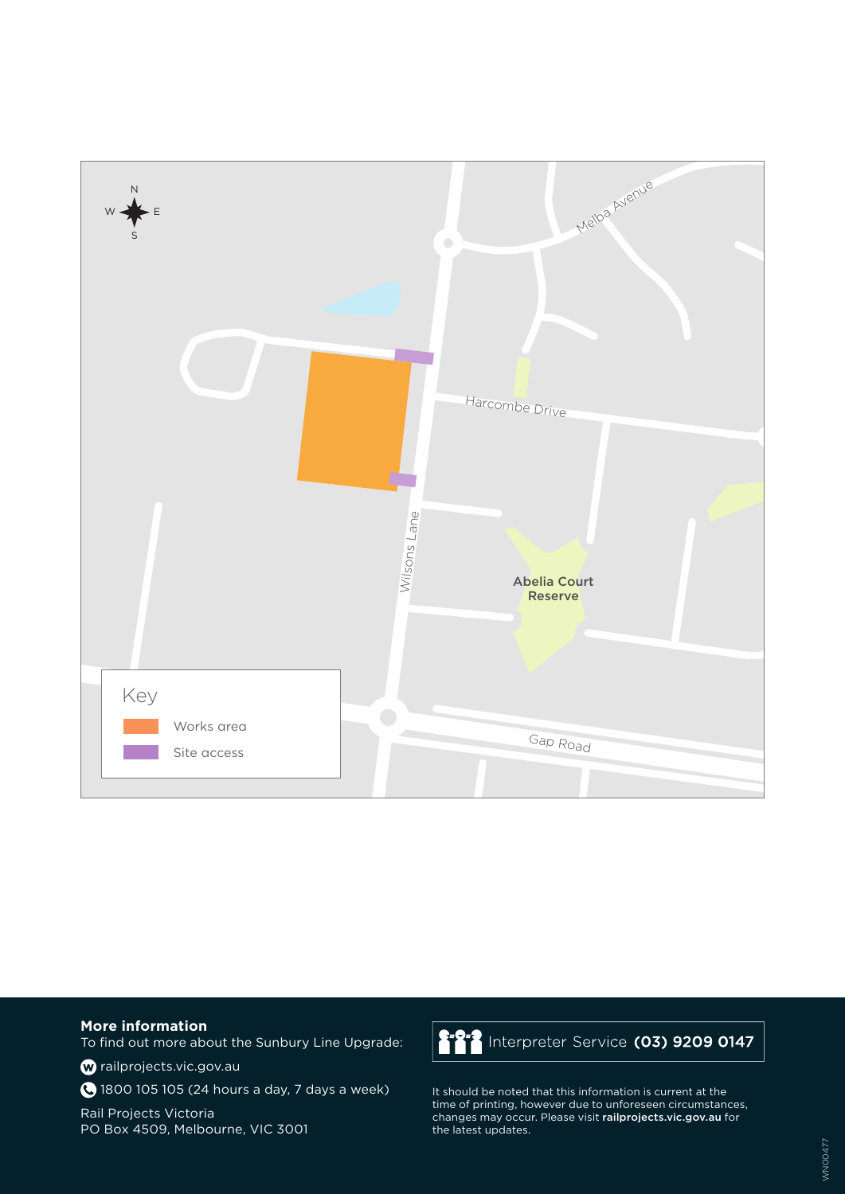N
W E
S

Melba Avenue

Harcombe Drive

Wilsons Lane

Abelia Court Reserve

Gap Road

Key

Works area

Site access

**More information**

To find out more about the Sunbury Line Upgrade:

railprojects.vic.gov.au

1800 105 105 (24 hours a day, 7 days a week)

Rail Projects Victoria
PO Box 4509, Melbourne, VIC 3001

Interpreter Service **(03) 9209 0147**

It should be noted that this information is current at the time of printing, however due to unforeseen circumstances, changes may occur. Please visit **railprojects.vic.gov.au** for the latest updates.

WN00477